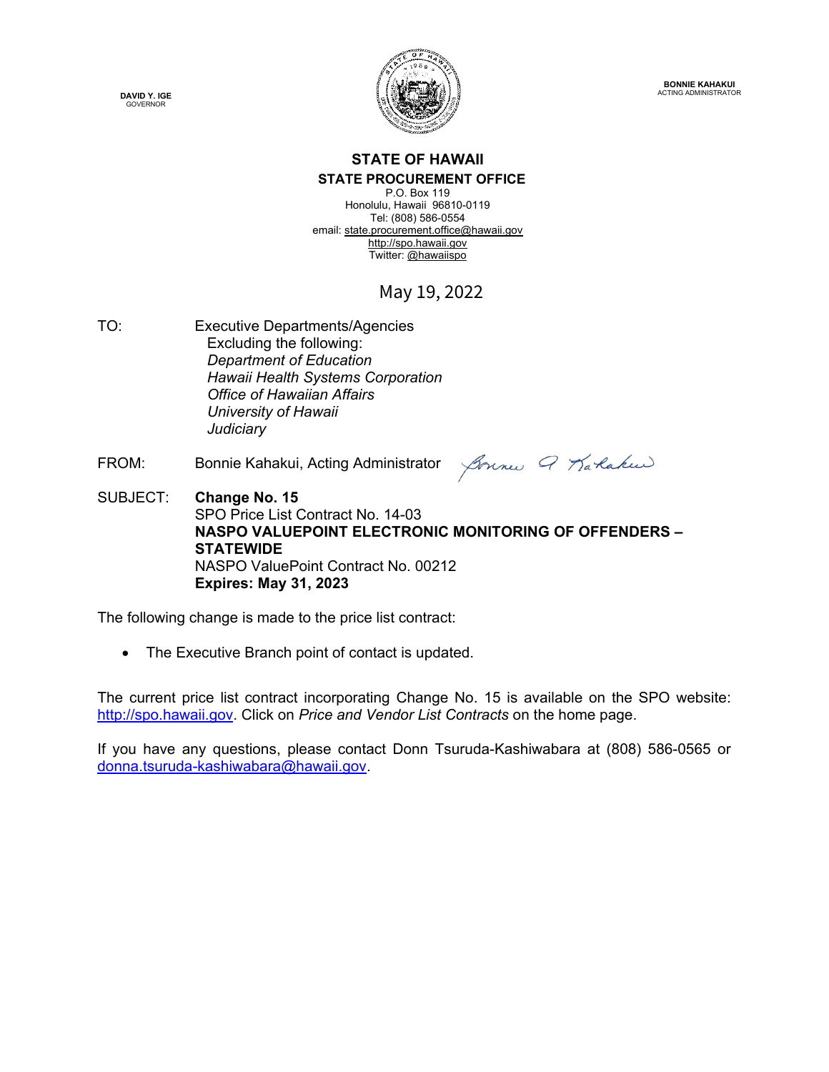**DAVID Y. IGE**
GOVERNOR

**BONNIE KAHAKUI**
ACTING ADMINISTRATOR

# STATE OF HAWAII
## STATE PROCUREMENT OFFICE

P.O. Box 119
Honolulu, Hawaii 96810-0119
Tel: (808) 586-0554
email: state.procurement.office@hawaii.gov
http://spo.hawaii.gov
Twitter: @hawaiispo

May 19, 2022

TO: Executive Departments/Agencies
Excluding the following:
*Department of Education*
*Hawaii Health Systems Corporation*
*Office of Hawaiian Affairs*
*University of Hawaii*
*Judiciary*

FROM: Bonnie Kahakui, Acting Administrator

SUBJECT: **Change No. 15**
SPO Price List Contract No. 14-03
**NASPO VALUEPOINT ELECTRONIC MONITORING OF OFFENDERS – STATEWIDE**
NASPO ValuePoint Contract No. 00212
**Expires: May 31, 2023**

The following change is made to the price list contract:

- The Executive Branch point of contact is updated.

The current price list contract incorporating Change No. 15 is available on the SPO website: http://spo.hawaii.gov. Click on *Price and Vendor List Contracts* on the home page.

If you have any questions, please contact Donn Tsuruda-Kashiwabara at (808) 586-0565 or donna.tsuruda-kashiwabara@hawaii.gov.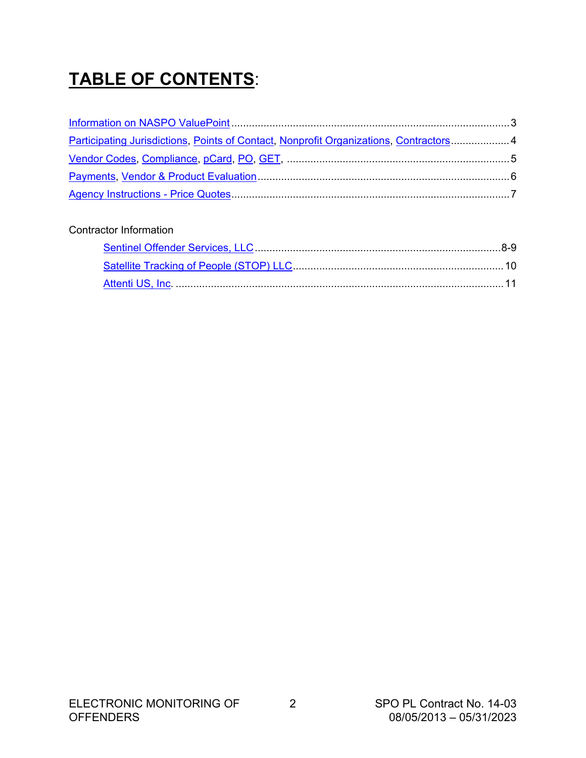# **TABLE OF CONTENTS**:

Information on NASPO ValuePoint ........................................................................................ 3

Participating Jurisdictions, Points of Contact, Nonprofit Organizations, Contractors .................... 4

Vendor Codes, Compliance, pCard, PO, GET, .......................................................................... 5

Payments, Vendor & Product Evaluation .................................................................................. 6

Agency Instructions - Price Quotes ........................................................................................... 7

Contractor Information

- Sentinel Offender Services, LLC ........................................................................... 8-9
- Satellite Tracking of People (STOP) LLC ............................................................... 10
- Attenti US, Inc. ...................................................................................................... 11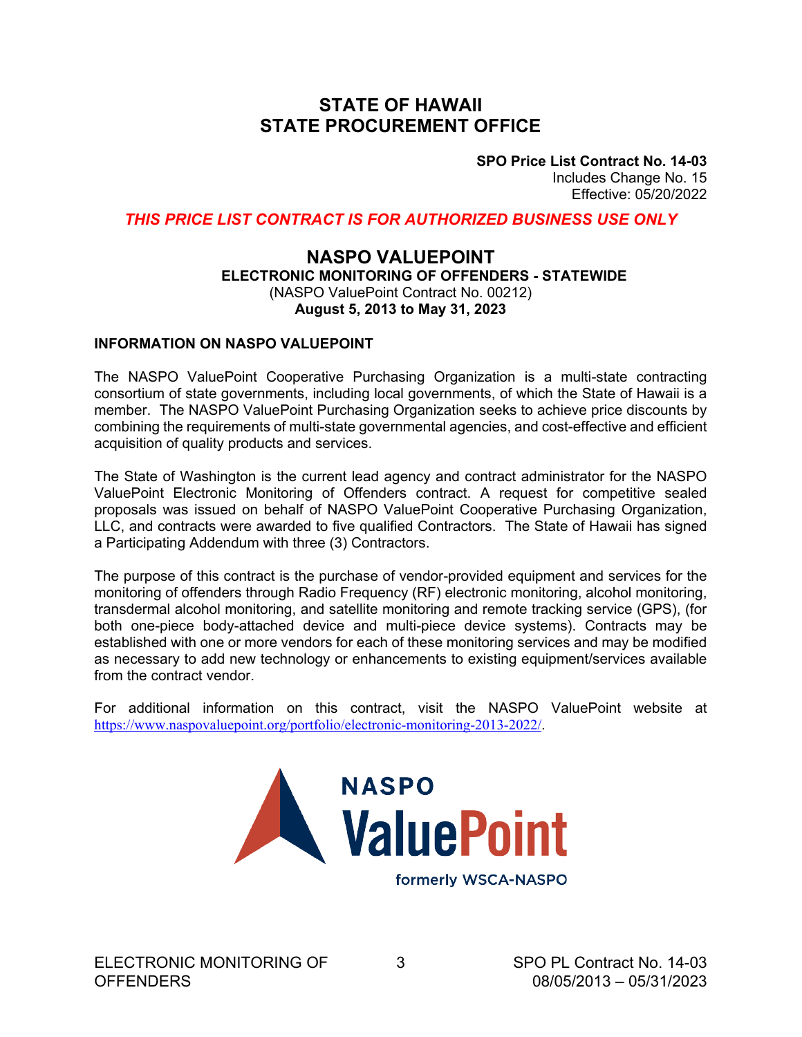# STATE OF HAWAII
# STATE PROCUREMENT OFFICE

**SPO Price List Contract No. 14-03**
Includes Change No. 15
Effective: 05/20/2022

***THIS PRICE LIST CONTRACT IS FOR AUTHORIZED BUSINESS USE ONLY***

## NASPO VALUEPOINT
**ELECTRONIC MONITORING OF OFFENDERS - STATEWIDE**
(NASPO ValuePoint Contract No. 00212)
**August 5, 2013 to May 31, 2023**

### INFORMATION ON NASPO VALUEPOINT

The NASPO ValuePoint Cooperative Purchasing Organization is a multi-state contracting consortium of state governments, including local governments, of which the State of Hawaii is a member. The NASPO ValuePoint Purchasing Organization seeks to achieve price discounts by combining the requirements of multi-state governmental agencies, and cost-effective and efficient acquisition of quality products and services.

The State of Washington is the current lead agency and contract administrator for the NASPO ValuePoint Electronic Monitoring of Offenders contract. A request for competitive sealed proposals was issued on behalf of NASPO ValuePoint Cooperative Purchasing Organization, LLC, and contracts were awarded to five qualified Contractors. The State of Hawaii has signed a Participating Addendum with three (3) Contractors.

The purpose of this contract is the purchase of vendor-provided equipment and services for the monitoring of offenders through Radio Frequency (RF) electronic monitoring, alcohol monitoring, transdermal alcohol monitoring, and satellite monitoring and remote tracking service (GPS), (for both one-piece body-attached device and multi-piece device systems). Contracts may be established with one or more vendors for each of these monitoring services and may be modified as necessary to add new technology or enhancements to existing equipment/services available from the contract vendor.

For additional information on this contract, visit the NASPO ValuePoint website at https://www.naspovaluepoint.org/portfolio/electronic-monitoring-2013-2022/.

NASPO ValuePoint
formerly WSCA-NASPO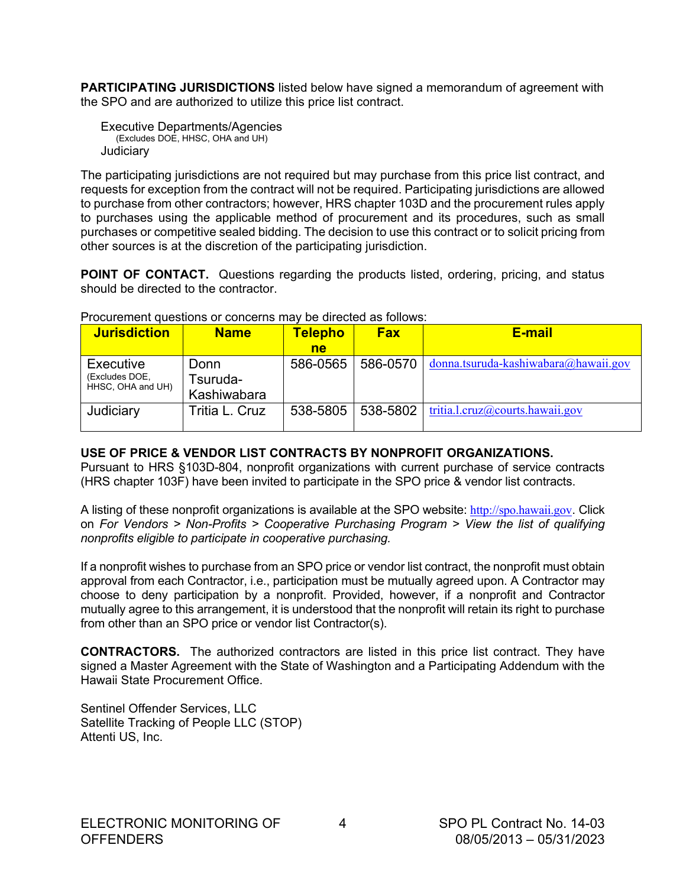**PARTICIPATING JURISDICTIONS** listed below have signed a memorandum of agreement with the SPO and are authorized to utilize this price list contract.

Executive Departments/Agencies
(Excludes DOE, HHSC, OHA and UH)
Judiciary

The participating jurisdictions are not required but may purchase from this price list contract, and requests for exception from the contract will not be required. Participating jurisdictions are allowed to purchase from other contractors; however, HRS chapter 103D and the procurement rules apply to purchases using the applicable method of procurement and its procedures, such as small purchases or competitive sealed bidding. The decision to use this contract or to solicit pricing from other sources is at the discretion of the participating jurisdiction.

**POINT OF CONTACT.** Questions regarding the products listed, ordering, pricing, and status should be directed to the contractor.

Procurement questions or concerns may be directed as follows:

| Jurisdiction | Name | Telephone | Fax | E-mail |
|---|---|---|---|---|
| Executive (Excludes DOE, HHSC, OHA and UH) | Donn Tsuruda-Kashiwabara | 586-0565 | 586-0570 | donna.tsuruda-kashiwabara@hawaii.gov |
| Judiciary | Tritia L. Cruz | 538-5805 | 538-5802 | tritia.l.cruz@courts.hawaii.gov |

**USE OF PRICE & VENDOR LIST CONTRACTS BY NONPROFIT ORGANIZATIONS.** Pursuant to HRS §103D-804, nonprofit organizations with current purchase of service contracts (HRS chapter 103F) have been invited to participate in the SPO price & vendor list contracts.

A listing of these nonprofit organizations is available at the SPO website: http://spo.hawaii.gov. Click on *For Vendors > Non-Profits > Cooperative Purchasing Program > View the list of qualifying nonprofits eligible to participate in cooperative purchasing.*

If a nonprofit wishes to purchase from an SPO price or vendor list contract, the nonprofit must obtain approval from each Contractor, i.e., participation must be mutually agreed upon. A Contractor may choose to deny participation by a nonprofit. Provided, however, if a nonprofit and Contractor mutually agree to this arrangement, it is understood that the nonprofit will retain its right to purchase from other than an SPO price or vendor list Contractor(s).

**CONTRACTORS.** The authorized contractors are listed in this price list contract. They have signed a Master Agreement with the State of Washington and a Participating Addendum with the Hawaii State Procurement Office.

Sentinel Offender Services, LLC
Satellite Tracking of People LLC (STOP)
Attenti US, Inc.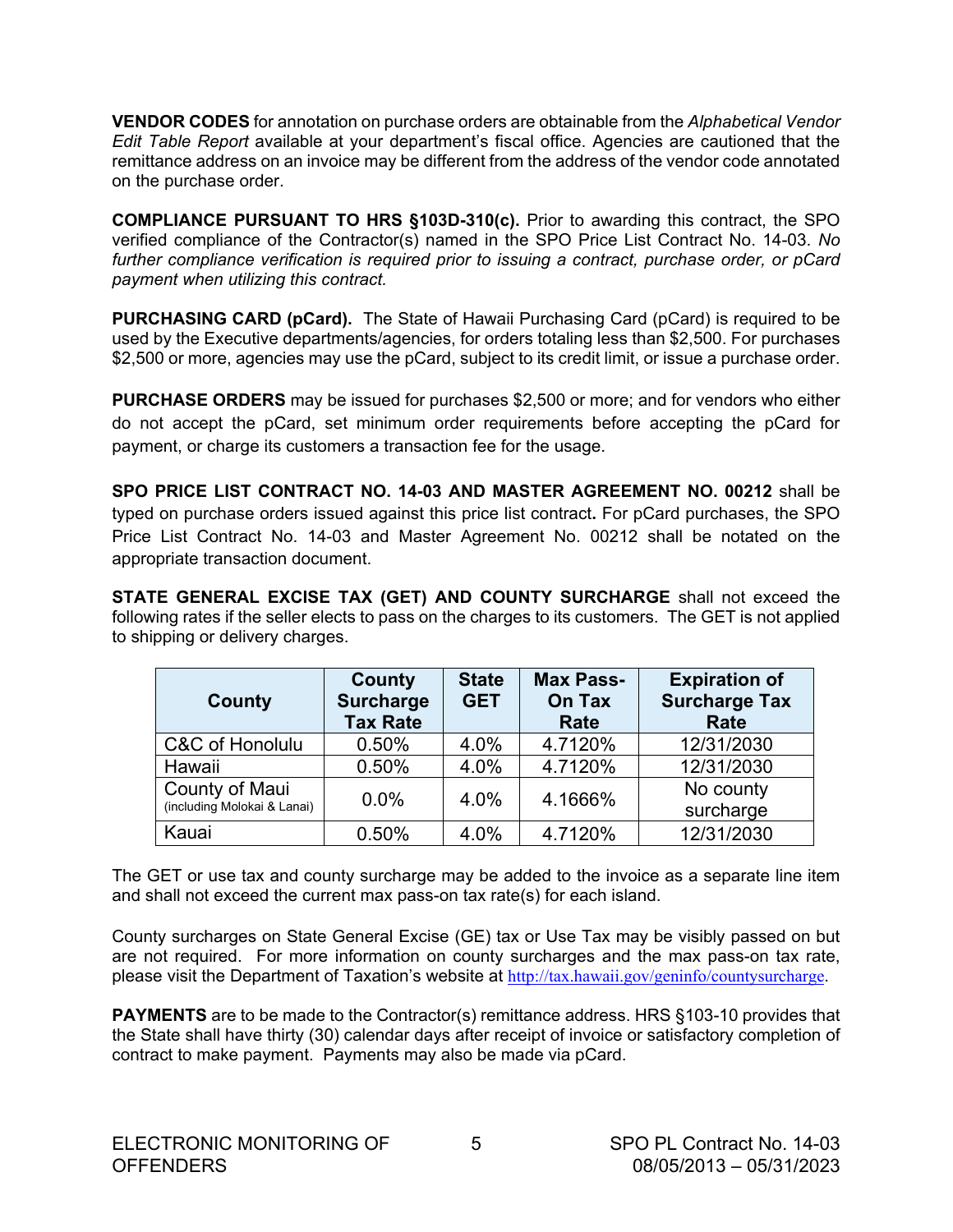**VENDOR CODES** for annotation on purchase orders are obtainable from the *Alphabetical Vendor Edit Table Report* available at your department's fiscal office. Agencies are cautioned that the remittance address on an invoice may be different from the address of the vendor code annotated on the purchase order.

**COMPLIANCE PURSUANT TO HRS §103D-310(c).** Prior to awarding this contract, the SPO verified compliance of the Contractor(s) named in the SPO Price List Contract No. 14-03. *No further compliance verification is required prior to issuing a contract, purchase order, or pCard payment when utilizing this contract.*

**PURCHASING CARD (pCard).** The State of Hawaii Purchasing Card (pCard) is required to be used by the Executive departments/agencies, for orders totaling less than $2,500. For purchases $2,500 or more, agencies may use the pCard, subject to its credit limit, or issue a purchase order.

**PURCHASE ORDERS** may be issued for purchases $2,500 or more; and for vendors who either do not accept the pCard, set minimum order requirements before accepting the pCard for payment, or charge its customers a transaction fee for the usage.

**SPO PRICE LIST CONTRACT NO. 14-03 AND MASTER AGREEMENT NO. 00212** shall be typed on purchase orders issued against this price list contract**.** For pCard purchases, the SPO Price List Contract No. 14-03 and Master Agreement No. 00212 shall be notated on the appropriate transaction document.

**STATE GENERAL EXCISE TAX (GET) AND COUNTY SURCHARGE** shall not exceed the following rates if the seller elects to pass on the charges to its customers. The GET is not applied to shipping or delivery charges.

| County | County Surcharge Tax Rate | State GET | Max Pass-On Tax Rate | Expiration of Surcharge Tax Rate |
|---|---|---|---|---|
| C&C of Honolulu | 0.50% | 4.0% | 4.7120% | 12/31/2030 |
| Hawaii | 0.50% | 4.0% | 4.7120% | 12/31/2030 |
| County of Maui (including Molokai & Lanai) | 0.0% | 4.0% | 4.1666% | No county surcharge |
| Kauai | 0.50% | 4.0% | 4.7120% | 12/31/2030 |

The GET or use tax and county surcharge may be added to the invoice as a separate line item and shall not exceed the current max pass-on tax rate(s) for each island.

County surcharges on State General Excise (GE) tax or Use Tax may be visibly passed on but are not required. For more information on county surcharges and the max pass-on tax rate, please visit the Department of Taxation's website at http://tax.hawaii.gov/geninfo/countysurcharge.

**PAYMENTS** are to be made to the Contractor(s) remittance address. HRS §103-10 provides that the State shall have thirty (30) calendar days after receipt of invoice or satisfactory completion of contract to make payment. Payments may also be made via pCard.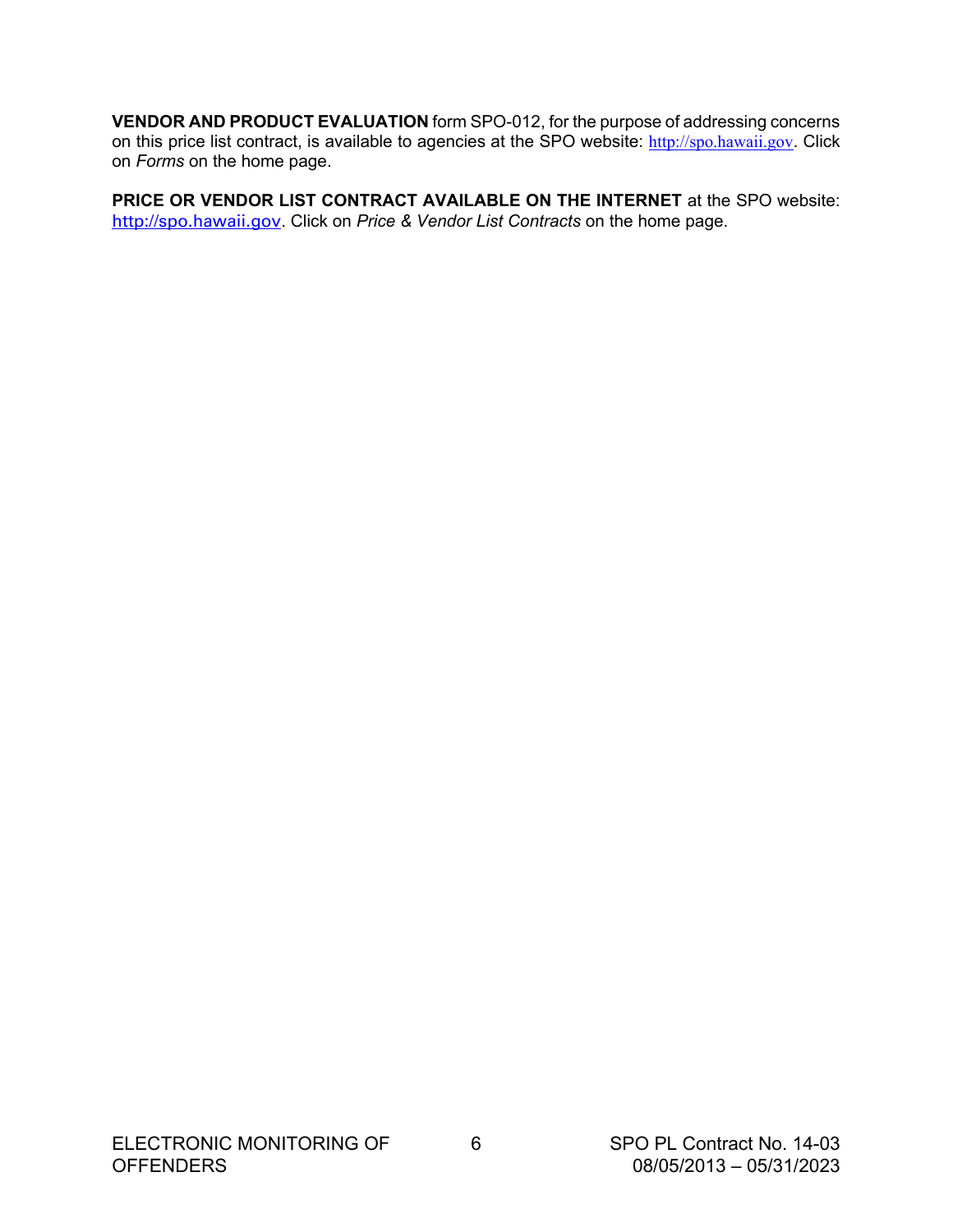**VENDOR AND PRODUCT EVALUATION** form SPO-012, for the purpose of addressing concerns on this price list contract, is available to agencies at the SPO website: http://spo.hawaii.gov. Click on *Forms* on the home page.

**PRICE OR VENDOR LIST CONTRACT AVAILABLE ON THE INTERNET** at the SPO website: http://spo.hawaii.gov. Click on *Price & Vendor List Contracts* on the home page.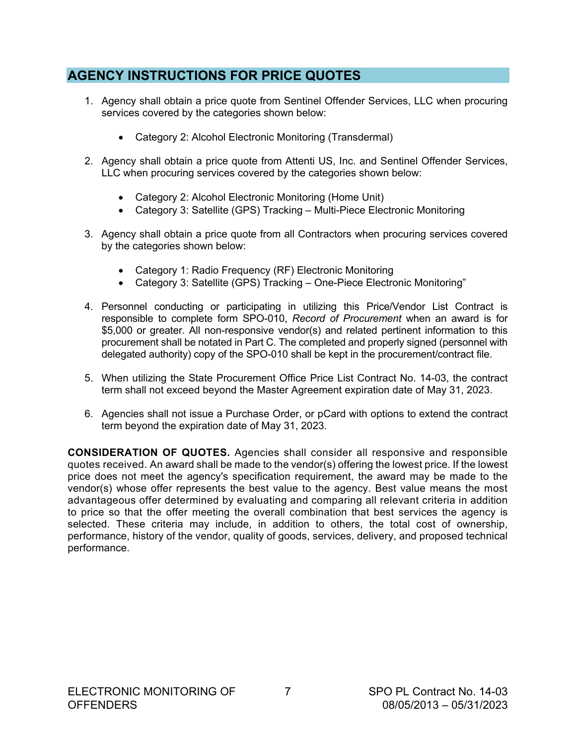## AGENCY INSTRUCTIONS FOR PRICE QUOTES

1. Agency shall obtain a price quote from Sentinel Offender Services, LLC when procuring services covered by the categories shown below:

   - Category 2: Alcohol Electronic Monitoring (Transdermal)

2. Agency shall obtain a price quote from Attenti US, Inc. and Sentinel Offender Services, LLC when procuring services covered by the categories shown below:

   - Category 2: Alcohol Electronic Monitoring (Home Unit)
   - Category 3: Satellite (GPS) Tracking – Multi-Piece Electronic Monitoring

3. Agency shall obtain a price quote from all Contractors when procuring services covered by the categories shown below:

   - Category 1: Radio Frequency (RF) Electronic Monitoring
   - Category 3: Satellite (GPS) Tracking – One-Piece Electronic Monitoring"

4. Personnel conducting or participating in utilizing this Price/Vendor List Contract is responsible to complete form SPO-010, *Record of Procurement* when an award is for $5,000 or greater. All non-responsive vendor(s) and related pertinent information to this procurement shall be notated in Part C. The completed and properly signed (personnel with delegated authority) copy of the SPO-010 shall be kept in the procurement/contract file.

5. When utilizing the State Procurement Office Price List Contract No. 14-03, the contract term shall not exceed beyond the Master Agreement expiration date of May 31, 2023.

6. Agencies shall not issue a Purchase Order, or pCard with options to extend the contract term beyond the expiration date of May 31, 2023.

**CONSIDERATION OF QUOTES.** Agencies shall consider all responsive and responsible quotes received. An award shall be made to the vendor(s) offering the lowest price. If the lowest price does not meet the agency's specification requirement, the award may be made to the vendor(s) whose offer represents the best value to the agency. Best value means the most advantageous offer determined by evaluating and comparing all relevant criteria in addition to price so that the offer meeting the overall combination that best services the agency is selected. These criteria may include, in addition to others, the total cost of ownership, performance, history of the vendor, quality of goods, services, delivery, and proposed technical performance.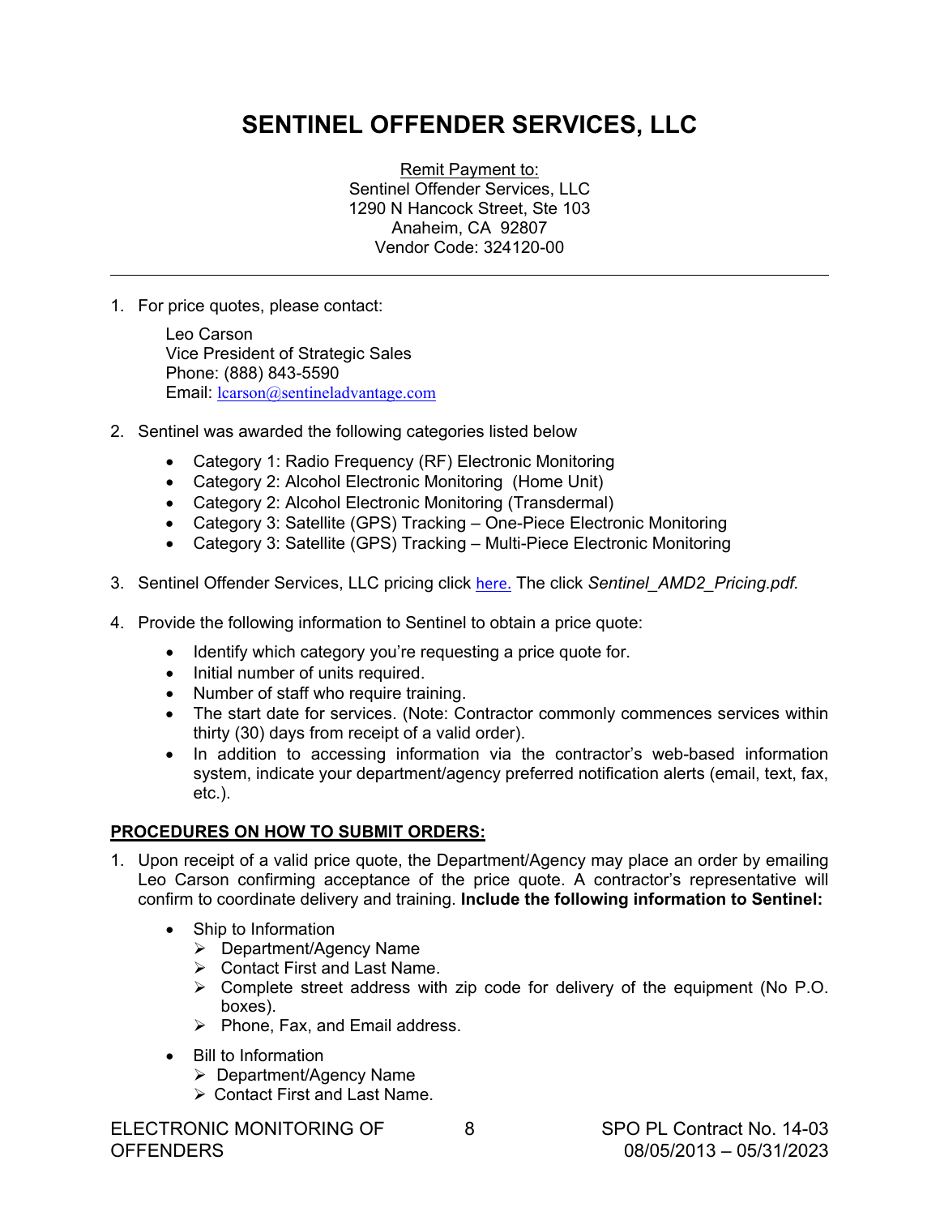# SENTINEL OFFENDER SERVICES, LLC

Remit Payment to:
Sentinel Offender Services, LLC
1290 N Hancock Street, Ste 103
Anaheim, CA 92807
Vendor Code: 324120-00

---

1. For price quotes, please contact:

   Leo Carson
   Vice President of Strategic Sales
   Phone: (888) 843-5590
   Email: lcarson@sentineladvantage.com

2. Sentinel was awarded the following categories listed below

   - Category 1: Radio Frequency (RF) Electronic Monitoring
   - Category 2: Alcohol Electronic Monitoring (Home Unit)
   - Category 2: Alcohol Electronic Monitoring (Transdermal)
   - Category 3: Satellite (GPS) Tracking – One-Piece Electronic Monitoring
   - Category 3: Satellite (GPS) Tracking – Multi-Piece Electronic Monitoring

3. Sentinel Offender Services, LLC pricing click here. The click *Sentinel_AMD2_Pricing.pdf.*

4. Provide the following information to Sentinel to obtain a price quote:

   - Identify which category you're requesting a price quote for.
   - Initial number of units required.
   - Number of staff who require training.
   - The start date for services. (Note: Contractor commonly commences services within thirty (30) days from receipt of a valid order).
   - In addition to accessing information via the contractor's web-based information system, indicate your department/agency preferred notification alerts (email, text, fax, etc.).

**PROCEDURES ON HOW TO SUBMIT ORDERS:**

1. Upon receipt of a valid price quote, the Department/Agency may place an order by emailing Leo Carson confirming acceptance of the price quote. A contractor's representative will confirm to coordinate delivery and training. **Include the following information to Sentinel:**

   - Ship to Information
     - Department/Agency Name
     - Contact First and Last Name.
     - Complete street address with zip code for delivery of the equipment (No P.O. boxes).
     - Phone, Fax, and Email address.
   - Bill to Information
     - Department/Agency Name
     - Contact First and Last Name.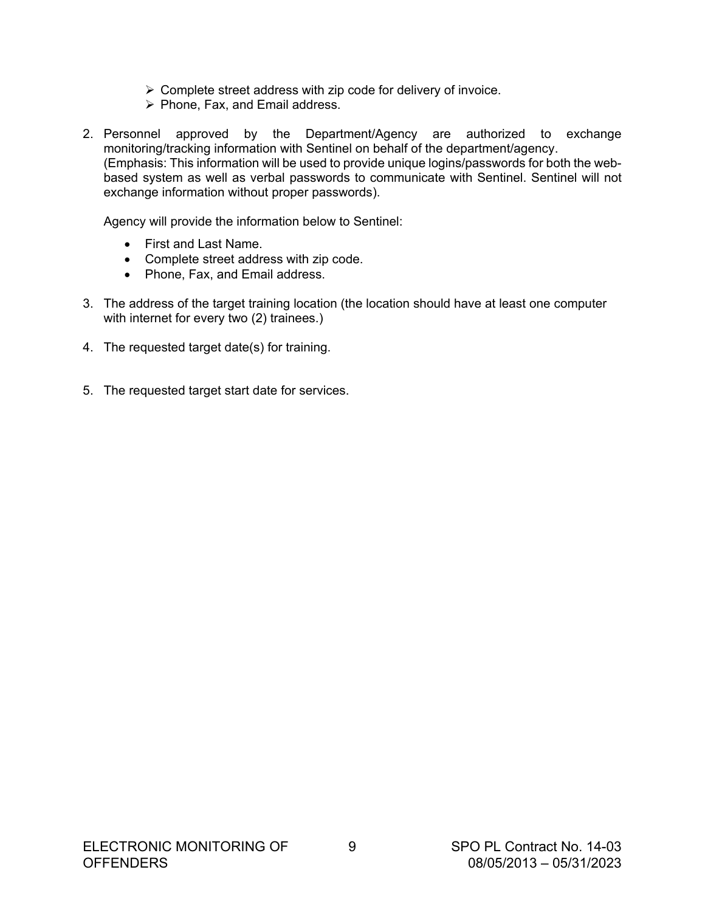- Complete street address with zip code for delivery of invoice.
- Phone, Fax, and Email address.

2. Personnel approved by the Department/Agency are authorized to exchange monitoring/tracking information with Sentinel on behalf of the department/agency. (Emphasis: This information will be used to provide unique logins/passwords for both the web-based system as well as verbal passwords to communicate with Sentinel. Sentinel will not exchange information without proper passwords).

   Agency will provide the information below to Sentinel:

   - First and Last Name.
   - Complete street address with zip code.
   - Phone, Fax, and Email address.

3. The address of the target training location (the location should have at least one computer with internet for every two (2) trainees.)

4. The requested target date(s) for training.

5. The requested target start date for services.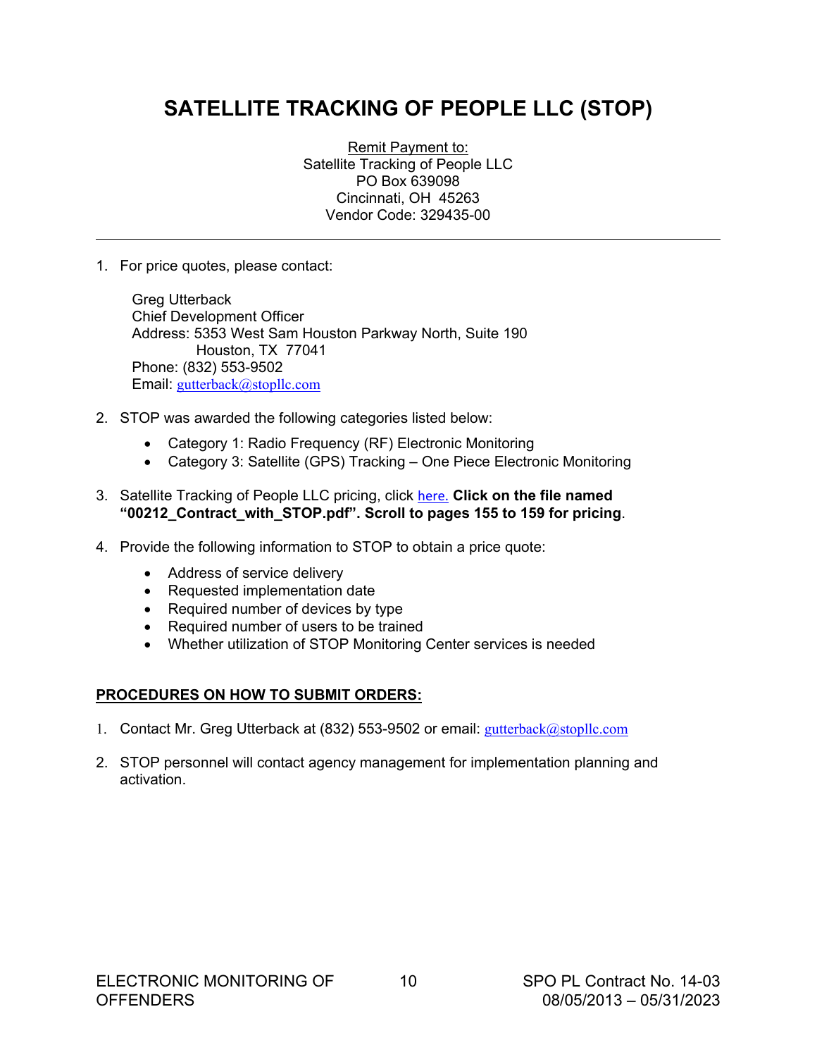# SATELLITE TRACKING OF PEOPLE LLC (STOP)

Remit Payment to:
Satellite Tracking of People LLC
PO Box 639098
Cincinnati, OH 45263
Vendor Code: 329435-00

---

1. For price quotes, please contact:

   Greg Utterback
   Chief Development Officer
   Address: 5353 West Sam Houston Parkway North, Suite 190
   Houston, TX 77041
   Phone: (832) 553-9502
   Email: gutterback@stopllc.com

2. STOP was awarded the following categories listed below:
   - Category 1: Radio Frequency (RF) Electronic Monitoring
   - Category 3: Satellite (GPS) Tracking – One Piece Electronic Monitoring

3. Satellite Tracking of People LLC pricing, click here. **Click on the file named "00212_Contract_with_STOP.pdf". Scroll to pages 155 to 159 for pricing**.

4. Provide the following information to STOP to obtain a price quote:
   - Address of service delivery
   - Requested implementation date
   - Required number of devices by type
   - Required number of users to be trained
   - Whether utilization of STOP Monitoring Center services is needed

**PROCEDURES ON HOW TO SUBMIT ORDERS:**

1. Contact Mr. Greg Utterback at (832) 553-9502 or email: gutterback@stopllc.com

2. STOP personnel will contact agency management for implementation planning and activation.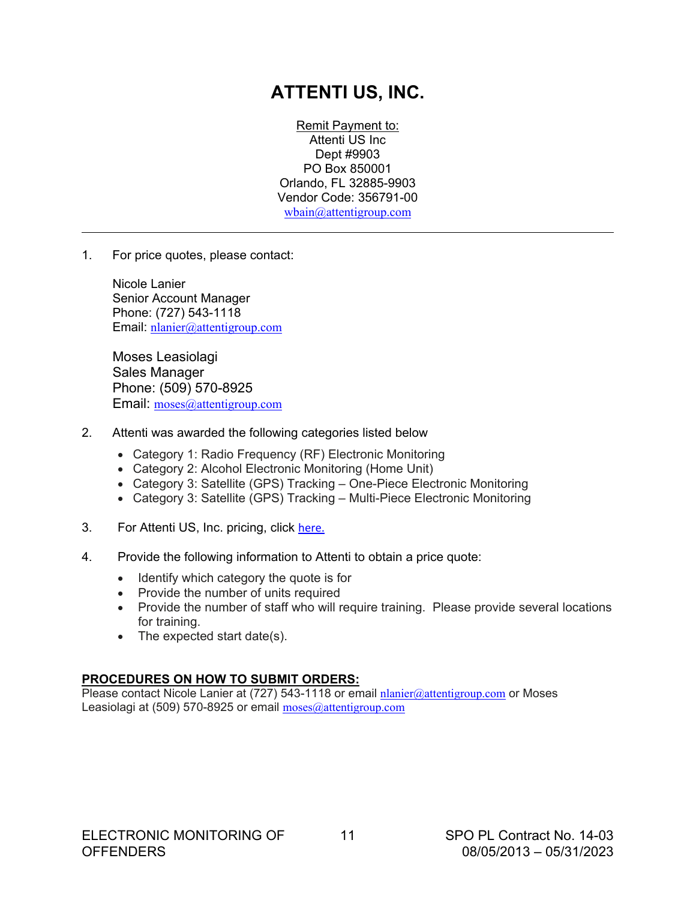# ATTENTI US, INC.

Remit Payment to:
Attenti US Inc
Dept #9903
PO Box 850001
Orlando, FL 32885-9903
Vendor Code: 356791-00
wbain@attentigroup.com

---

1. For price quotes, please contact:

   Nicole Lanier
   Senior Account Manager
   Phone: (727) 543-1118
   Email: nlanier@attentigroup.com

   Moses Leasiolagi
   Sales Manager
   Phone: (509) 570-8925
   Email: moses@attentigroup.com

2. Attenti was awarded the following categories listed below

   - Category 1: Radio Frequency (RF) Electronic Monitoring
   - Category 2: Alcohol Electronic Monitoring (Home Unit)
   - Category 3: Satellite (GPS) Tracking – One-Piece Electronic Monitoring
   - Category 3: Satellite (GPS) Tracking – Multi-Piece Electronic Monitoring

3. For Attenti US, Inc. pricing, click here.

4. Provide the following information to Attenti to obtain a price quote:

   - Identify which category the quote is for
   - Provide the number of units required
   - Provide the number of staff who will require training. Please provide several locations for training.
   - The expected start date(s).

**PROCEDURES ON HOW TO SUBMIT ORDERS:**
Please contact Nicole Lanier at (727) 543-1118 or email nlanier@attentigroup.com or Moses Leasiolagi at (509) 570-8925 or email moses@attentigroup.com